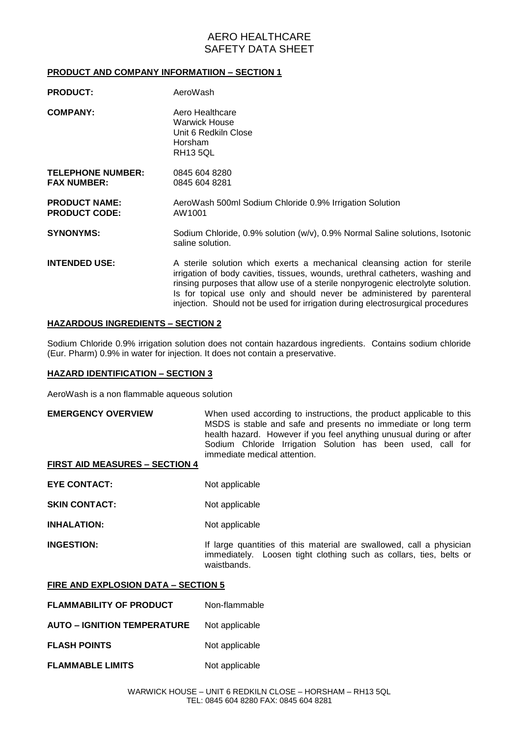# AERO HEALTHCARE
# SAFETY DATA SHEET

## PRODUCT AND COMPANY INFORMATIION – SECTION 1

**PRODUCT:** AeroWash

**COMPANY:** Aero Healthcare
Warwick House
Unit 6 Redkiln Close
Horsham
RH13 5QL

**TELEPHONE NUMBER:** 0845 604 8280
**FAX NUMBER:** 0845 604 8281

**PRODUCT NAME:** AeroWash 500ml Sodium Chloride 0.9% Irrigation Solution
**PRODUCT CODE:** AW1001

**SYNONYMS:** Sodium Chloride, 0.9% solution (w/v), 0.9% Normal Saline solutions, Isotonic saline solution.

**INTENDED USE:** A sterile solution which exerts a mechanical cleansing action for sterile irrigation of body cavities, tissues, wounds, urethral catheters, washing and rinsing purposes that allow use of a sterile nonpyrogenic electrolyte solution. Is for topical use only and should never be administered by parenteral injection. Should not be used for irrigation during electrosurgical procedures

## HAZARDOUS INGREDIENTS – SECTION 2

Sodium Chloride 0.9% irrigation solution does not contain hazardous ingredients. Contains sodium chloride (Eur. Pharm) 0.9% in water for injection. It does not contain a preservative.

## HAZARD IDENTIFICATION – SECTION 3

AeroWash is a non flammable aqueous solution

**EMERGENCY OVERVIEW** When used according to instructions, the product applicable to this MSDS is stable and safe and presents no immediate or long term health hazard. However if you feel anything unusual during or after Sodium Chloride Irrigation Solution has been used, call for immediate medical attention.

## FIRST AID MEASURES – SECTION 4

**EYE CONTACT:** Not applicable

**SKIN CONTACT:** Not applicable

**INHALATION:** Not applicable

**INGESTION:** If large quantities of this material are swallowed, call a physician immediately. Loosen tight clothing such as collars, ties, belts or waistbands.

## FIRE AND EXPLOSION DATA – SECTION 5

**FLAMMABILITY OF PRODUCT** Non-flammable

**AUTO – IGNITION TEMPERATURE** Not applicable

**FLASH POINTS** Not applicable

**FLAMMABLE LIMITS** Not applicable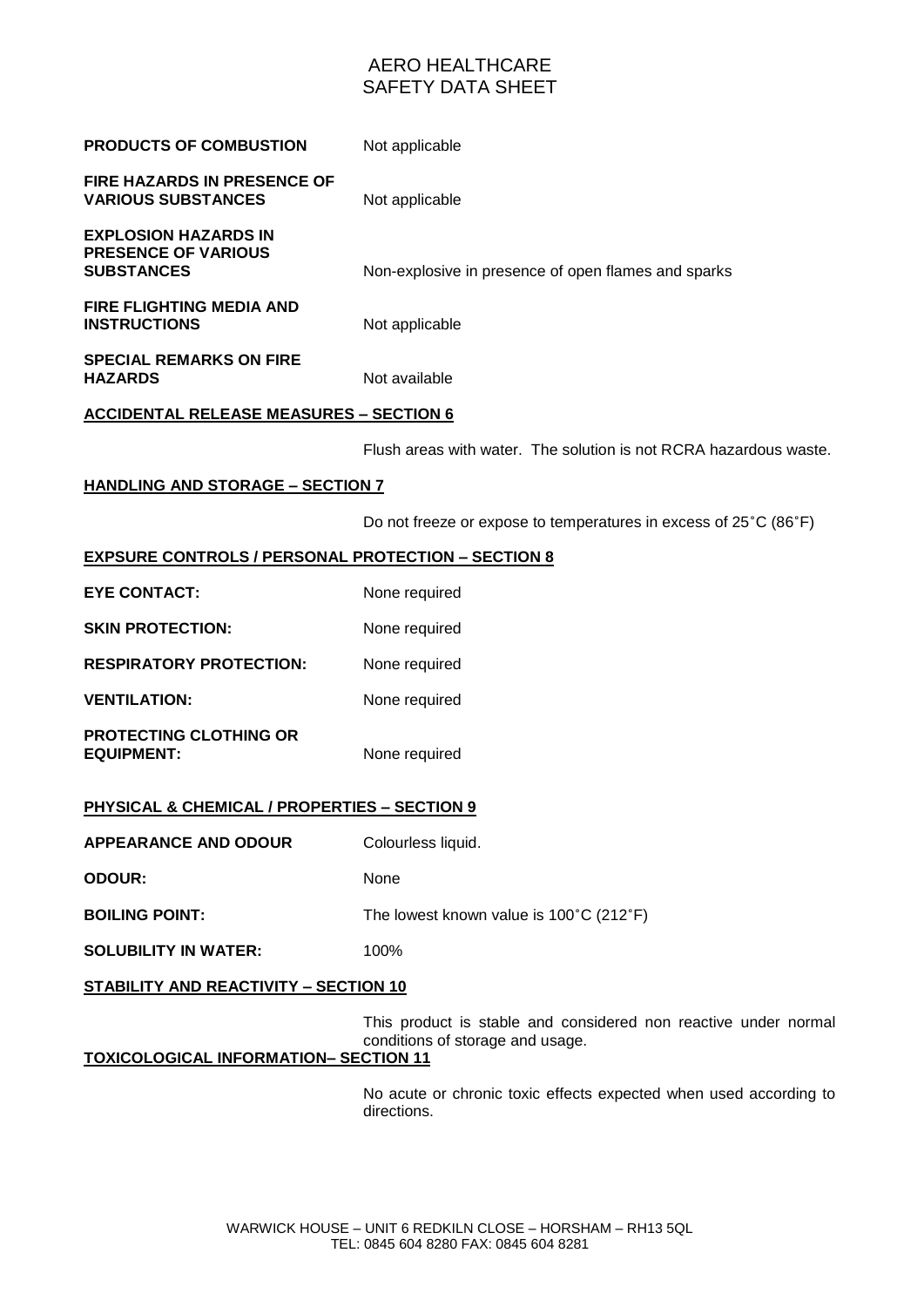**PRODUCTS OF COMBUSTION** Not applicable

**FIRE HAZARDS IN PRESENCE OF VARIOUS SUBSTANCES** Not applicable

**EXPLOSION HAZARDS IN PRESENCE OF VARIOUS SUBSTANCES** Non-explosive in presence of open flames and sparks

**FIRE FLIGHTING MEDIA AND INSTRUCTIONS** Not applicable

**SPECIAL REMARKS ON FIRE HAZARDS** Not available

## ACCIDENTAL RELEASE MEASURES – SECTION 6

Flush areas with water. The solution is not RCRA hazardous waste.

## HANDLING AND STORAGE – SECTION 7

Do not freeze or expose to temperatures in excess of 25˚C (86˚F)

## EXPSURE CONTROLS / PERSONAL PROTECTION – SECTION 8

**EYE CONTACT:** None required

**SKIN PROTECTION:** None required

**RESPIRATORY PROTECTION:** None required

**VENTILATION:** None required

**PROTECTING CLOTHING OR EQUIPMENT:** None required

## PHYSICAL & CHEMICAL / PROPERTIES – SECTION 9

**APPEARANCE AND ODOUR** Colourless liquid.

**ODOUR:** None

**BOILING POINT:** The lowest known value is 100˚C (212˚F)

**SOLUBILITY IN WATER:** 100%

## STABILITY AND REACTIVITY – SECTION 10

This product is stable and considered non reactive under normal conditions of storage and usage.

## TOXICOLOGICAL INFORMATION– SECTION 11

No acute or chronic toxic effects expected when used according to directions.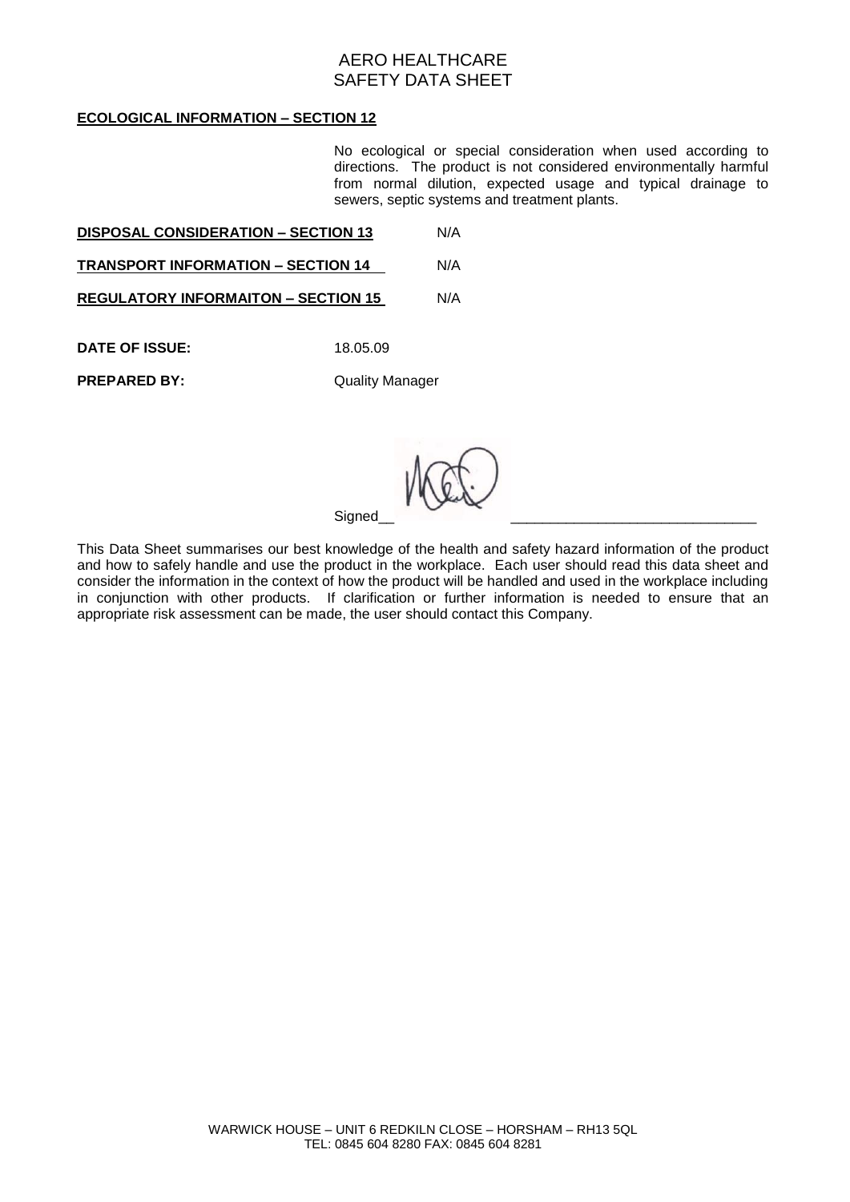AERO HEALTHCARE
SAFETY DATA SHEET

**ECOLOGICAL INFORMATION – SECTION 12**

No ecological or special consideration when used according to directions. The product is not considered environmentally harmful from normal dilution, expected usage and typical drainage to sewers, septic systems and treatment plants.

**DISPOSAL CONSIDERATION – SECTION 13** N/A

**TRANSPORT INFORMATION – SECTION 14** N/A

**REGULATORY INFORMAITON – SECTION 15** N/A

**DATE OF ISSUE:** 18.05.09

**PREPARED BY:** Quality Manager

Signed__ ______________________________

This Data Sheet summarises our best knowledge of the health and safety hazard information of the product and how to safely handle and use the product in the workplace. Each user should read this data sheet and consider the information in the context of how the product will be handled and used in the workplace including in conjunction with other products. If clarification or further information is needed to ensure that an appropriate risk assessment can be made, the user should contact this Company.

WARWICK HOUSE – UNIT 6 REDKILN CLOSE – HORSHAM – RH13 5QL
TEL: 0845 604 8280 FAX: 0845 604 8281